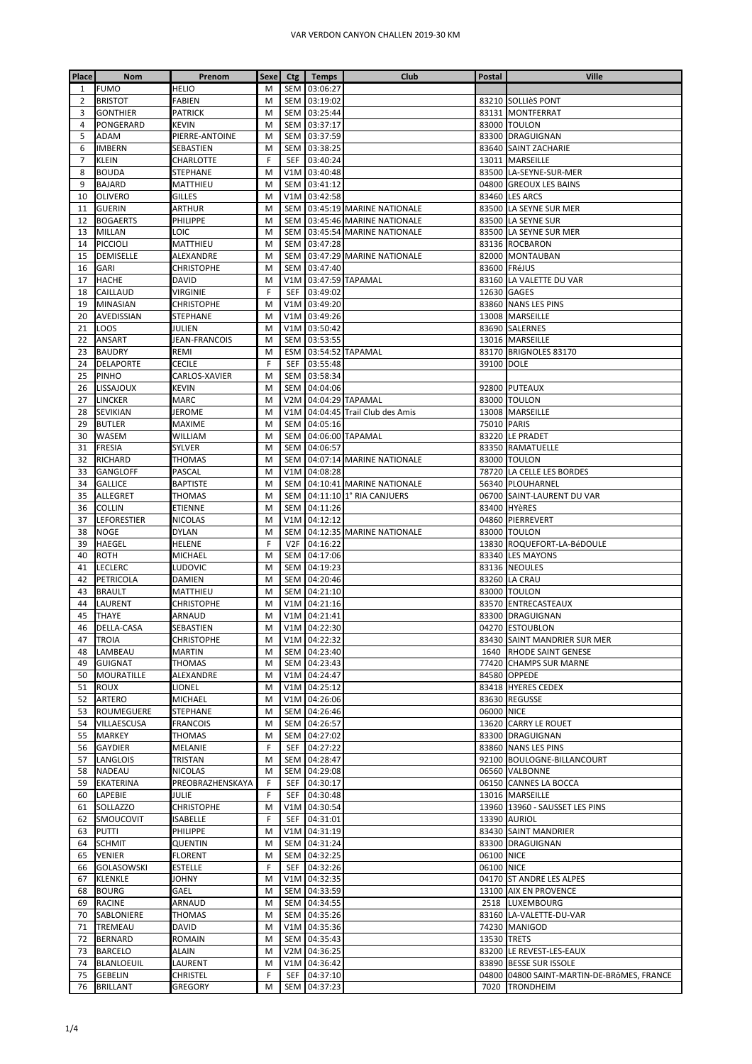# VAR VERDON CANYON CHALLEN 2019-30 KM

| Place | Nom | Prenom | Sexe | Ctg | Temps | Club | Postal | Ville |
|---|---|---|---|---|---|---|---|---|
| 1 | FUMO | HELIO | M | SEM | 03:06:27 | | | |
| 2 | BRISTOT | FABIEN | M | SEM | 03:19:02 | | 83210 | SOLLIèS PONT |
| 3 | GONTHIER | PATRICK | M | SEM | 03:25:44 | | 83131 | MONTFERRAT |
| 4 | PONGERARD | KEVIN | M | SEM | 03:37:17 | | 83000 | TOULON |
| 5 | ADAM | PIERRE-ANTOINE | M | SEM | 03:37:59 | | 83300 | DRAGUIGNAN |
| 6 | IMBERN | SEBASTIEN | M | SEM | 03:38:25 | | 83640 | SAINT ZACHARIE |
| 7 | KLEIN | CHARLOTTE | F | SEF | 03:40:24 | | 13011 | MARSEILLE |
| 8 | BOUDA | STEPHANE | M | V1M | 03:40:48 | | 83500 | LA-SEYNE-SUR-MER |
| 9 | BAJARD | MATTHIEU | M | SEM | 03:41:12 | | 04800 | GREOUX LES BAINS |
| 10 | OLIVERO | GILLES | M | V1M | 03:42:58 | | 83460 | LES ARCS |
| 11 | GUERIN | ARTHUR | M | SEM | 03:45:19 | MARINE NATIONALE | 83500 | LA SEYNE SUR MER |
| 12 | BOGAERTS | PHILIPPE | M | SEM | 03:45:46 | MARINE NATIONALE | 83500 | LA SEYNE SUR |
| 13 | MILLAN | LOIC | M | SEM | 03:45:54 | MARINE NATIONALE | 83500 | LA SEYNE SUR MER |
| 14 | PICCIOLI | MATTHIEU | M | SEM | 03:47:28 | | 83136 | ROCBARON |
| 15 | DEMISELLE | ALEXANDRE | M | SEM | 03:47:29 | MARINE NATIONALE | 82000 | MONTAUBAN |
| 16 | GARI | CHRISTOPHE | M | SEM | 03:47:40 | | 83600 | FRéJUS |
| 17 | HACHE | DAVID | M | V1M | 03:47:59 | TAPAMAL | 83160 | LA VALETTE DU VAR |
| 18 | CAILLAUD | VIRGINIE | F | SEF | 03:49:02 | | 12630 | GAGES |
| 19 | MINASIAN | CHRISTOPHE | M | V1M | 03:49:20 | | 83860 | NANS LES PINS |
| 20 | AVEDISSIAN | STEPHANE | M | V1M | 03:49:26 | | 13008 | MARSEILLE |
| 21 | LOOS | JULIEN | M | V1M | 03:50:42 | | 83690 | SALERNES |
| 22 | ANSART | JEAN-FRANCOIS | M | SEM | 03:53:55 | | 13016 | MARSEILLE |
| 23 | BAUDRY | REMI | M | ESM | 03:54:52 | TAPAMAL | 83170 | BRIGNOLES 83170 |
| 24 | DELAPORTE | CECILE | F | SEF | 03:55:48 | | 39100 | DOLE |
| 25 | PINHO | CARLOS-XAVIER | M | SEM | 03:58:34 | | | |
| 26 | LISSAJOUX | KEVIN | M | SEM | 04:04:06 | | 92800 | PUTEAUX |
| 27 | LINCKER | MARC | M | V2M | 04:04:29 | TAPAMAL | 83000 | TOULON |
| 28 | SEVIKIAN | JEROME | M | V1M | 04:04:45 | Trail Club des Amis | 13008 | MARSEILLE |
| 29 | BUTLER | MAXIME | M | SEM | 04:05:16 | | 75010 | PARIS |
| 30 | WASEM | WILLIAM | M | SEM | 04:06:00 | TAPAMAL | 83220 | LE PRADET |
| 31 | FRESIA | SYLVER | M | SEM | 04:06:57 | | 83350 | RAMATUELLE |
| 32 | RICHARD | THOMAS | M | SEM | 04:07:14 | MARINE NATIONALE | 83000 | TOULON |
| 33 | GANGLOFF | PASCAL | M | V1M | 04:08:28 | | 78720 | LA CELLE LES BORDES |
| 34 | GALLICE | BAPTISTE | M | SEM | 04:10:41 | MARINE NATIONALE | 56340 | PLOUHARNEL |
| 35 | ALLEGRET | THOMAS | M | SEM | 04:11:10 | 1° RIA CANJUERS | 06700 | SAINT-LAURENT DU VAR |
| 36 | COLLIN | ETIENNE | M | SEM | 04:11:26 | | 83400 | HYèRES |
| 37 | LEFORESTIER | NICOLAS | M | V1M | 04:12:12 | | 04860 | PIERREVERT |
| 38 | NOGE | DYLAN | M | SEM | 04:12:35 | MARINE NATIONALE | 83000 | TOULON |
| 39 | HAEGEL | HELENE | F | V2F | 04:16:22 | | 13830 | ROQUEFORT-LA-BéDOULE |
| 40 | ROTH | MICHAEL | M | SEM | 04:17:06 | | 83340 | LES MAYONS |
| 41 | LECLERC | LUDOVIC | M | SEM | 04:19:23 | | 83136 | NEOULES |
| 42 | PETRICOLA | DAMIEN | M | SEM | 04:20:46 | | 83260 | LA CRAU |
| 43 | BRAULT | MATTHIEU | M | SEM | 04:21:10 | | 83000 | TOULON |
| 44 | LAURENT | CHRISTOPHE | M | V1M | 04:21:16 | | 83570 | ENTRECASTEAUX |
| 45 | THAYE | ARNAUD | M | V1M | 04:21:41 | | 83300 | DRAGUIGNAN |
| 46 | DELLA-CASA | SEBASTIEN | M | V1M | 04:22:30 | | 04270 | ESTOUBLON |
| 47 | TROIA | CHRISTOPHE | M | V1M | 04:22:32 | | 83430 | SAINT MANDRIER SUR MER |
| 48 | LAMBEAU | MARTIN | M | SEM | 04:23:40 | | 1640 | RHODE SAINT GENESE |
| 49 | GUIGNAT | THOMAS | M | SEM | 04:23:43 | | 77420 | CHAMPS SUR MARNE |
| 50 | MOURATILLE | ALEXANDRE | M | V1M | 04:24:47 | | 84580 | OPPEDE |
| 51 | ROUX | LIONEL | M | V1M | 04:25:12 | | 83418 | HYERES CEDEX |
| 52 | ARTERO | MICHAEL | M | V1M | 04:26:06 | | 83630 | REGUSSE |
| 53 | ROUMEGUERE | STEPHANE | M | SEM | 04:26:46 | | 06000 | NICE |
| 54 | VILLAESCUSA | FRANCOIS | M | SEM | 04:26:57 | | 13620 | CARRY LE ROUET |
| 55 | MARKEY | THOMAS | M | SEM | 04:27:02 | | 83300 | DRAGUIGNAN |
| 56 | GAYDIER | MELANIE | F | SEF | 04:27:22 | | 83860 | NANS LES PINS |
| 57 | LANGLOIS | TRISTAN | M | SEM | 04:28:47 | | 92100 | BOULOGNE-BILLANCOURT |
| 58 | NADEAU | NICOLAS | M | SEM | 04:29:08 | | 06560 | VALBONNE |
| 59 | EKATERINA | PREOBRAZHENSKAYA | F | SEF | 04:30:17 | | 06150 | CANNES LA BOCCA |
| 60 | LAPEBIE | JULIE | F | SEF | 04:30:48 | | 13016 | MARSEILLE |
| 61 | SOLLAZZO | CHRISTOPHE | M | V1M | 04:30:54 | | 13960 | 13960 - SAUSSET LES PINS |
| 62 | SMOUCOVIT | ISABELLE | F | SEF | 04:31:01 | | 13390 | AURIOL |
| 63 | PUTTI | PHILIPPE | M | V1M | 04:31:19 | | 83430 | SAINT MANDRIER |
| 64 | SCHMIT | QUENTIN | M | SEM | 04:31:24 | | 83300 | DRAGUIGNAN |
| 65 | VENIER | FLORENT | M | SEM | 04:32:25 | | 06100 | NICE |
| 66 | GOLASOWSKI | ESTELLE | F | SEF | 04:32:26 | | 06100 | NICE |
| 67 | KLENKLE | JOHNY | M | V1M | 04:32:35 | | 04170 | ST ANDRE LES ALPES |
| 68 | BOURG | GAEL | M | SEM | 04:33:59 | | 13100 | AIX EN PROVENCE |
| 69 | RACINE | ARNAUD | M | SEM | 04:34:55 | | 2518 | LUXEMBOURG |
| 70 | SABLONIERE | THOMAS | M | SEM | 04:35:26 | | 83160 | LA-VALETTE-DU-VAR |
| 71 | TREMEAU | DAVID | M | V1M | 04:35:36 | | 74230 | MANIGOD |
| 72 | BERNARD | ROMAIN | M | SEM | 04:35:43 | | 13530 | TRETS |
| 73 | BARCELO | ALAIN | M | V2M | 04:36:25 | | 83200 | LE REVEST-LES-EAUX |
| 74 | BLANLOEUIL | LAURENT | M | V1M | 04:36:42 | | 83890 | BESSE SUR ISSOLE |
| 75 | GEBELIN | CHRISTEL | F | SEF | 04:37:10 | | 04800 | 04800 SAINT-MARTIN-DE-BRôMES, FRANCE |
| 76 | BRILLANT | GREGORY | M | SEM | 04:37:23 | | 7020 | TRONDHEIM |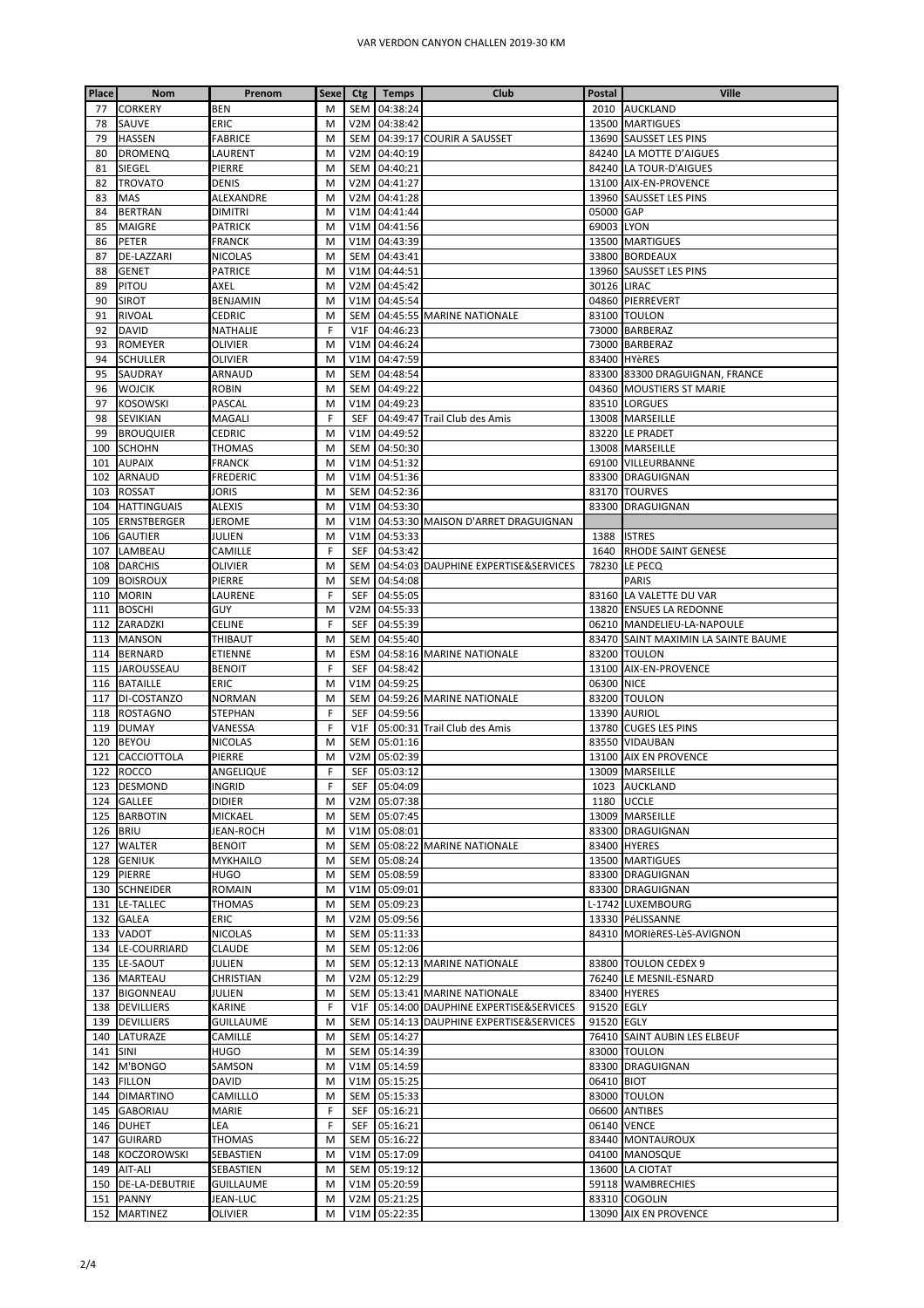VAR VERDON CANYON CHALLEN 2019-30 KM

| Place | Nom | Prenom | Sexe | Ctg | Temps | Club | Postal | Ville |
|---|---|---|---|---|---|---|---|---|
| 77 | CORKERY | BEN | M | SEM | 04:38:24 | | 2010 | AUCKLAND |
| 78 | SAUVE | ERIC | M | V2M | 04:38:42 | | 13500 | MARTIGUES |
| 79 | HASSEN | FABRICE | M | SEM | 04:39:17 | COURIR A SAUSSET | 13690 | SAUSSET LES PINS |
| 80 | DROMENQ | LAURENT | M | V2M | 04:40:19 | | 84240 | LA MOTTE D'AIGUES |
| 81 | SIEGEL | PIERRE | M | SEM | 04:40:21 | | 84240 | LA TOUR-D'AIGUES |
| 82 | TROVATO | DENIS | M | V2M | 04:41:27 | | 13100 | AIX-EN-PROVENCE |
| 83 | MAS | ALEXANDRE | M | V2M | 04:41:28 | | 13960 | SAUSSET LES PINS |
| 84 | BERTRAN | DIMITRI | M | V1M | 04:41:44 | | 05000 | GAP |
| 85 | MAIGRE | PATRICK | M | V1M | 04:41:56 | | 69003 | LYON |
| 86 | PETER | FRANCK | M | V1M | 04:43:39 | | 13500 | MARTIGUES |
| 87 | DE-LAZZARI | NICOLAS | M | SEM | 04:43:41 | | 33800 | BORDEAUX |
| 88 | GENET | PATRICE | M | V1M | 04:44:51 | | 13960 | SAUSSET LES PINS |
| 89 | PITOU | AXEL | M | V2M | 04:45:42 | | 30126 | LIRAC |
| 90 | SIROT | BENJAMIN | M | V1M | 04:45:54 | | 04860 | PIERREVERT |
| 91 | RIVOAL | CEDRIC | M | SEM | 04:45:55 | MARINE NATIONALE | 83100 | TOULON |
| 92 | DAVID | NATHALIE | F | V1F | 04:46:23 | | 73000 | BARBERAZ |
| 93 | ROMEYER | OLIVIER | M | V1M | 04:46:24 | | 73000 | BARBERAZ |
| 94 | SCHULLER | OLIVIER | M | V1M | 04:47:59 | | 83400 | HYèRES |
| 95 | SAUDRAY | ARNAUD | M | SEM | 04:48:54 | | 83300 | 83300 DRAGUIGNAN, FRANCE |
| 96 | WOJCIK | ROBIN | M | SEM | 04:49:22 | | 04360 | MOUSTIERS ST MARIE |
| 97 | KOSOWSKI | PASCAL | M | V1M | 04:49:23 | | 83510 | LORGUES |
| 98 | SEVIKIAN | MAGALI | F | SEF | 04:49:47 | Trail Club des Amis | 13008 | MARSEILLE |
| 99 | BROUQUIER | CEDRIC | M | V1M | 04:49:52 | | 83220 | LE PRADET |
| 100 | SCHOHN | THOMAS | M | SEM | 04:50:30 | | 13008 | MARSEILLE |
| 101 | AUPAIX | FRANCK | M | V1M | 04:51:32 | | 69100 | VILLEURBANNE |
| 102 | ARNAUD | FREDERIC | M | V1M | 04:51:36 | | 83300 | DRAGUIGNAN |
| 103 | ROSSAT | JORIS | M | SEM | 04:52:36 | | 83170 | TOURVES |
| 104 | HATTINGUAIS | ALEXIS | M | V1M | 04:53:30 | | 83300 | DRAGUIGNAN |
| 105 | ERNSTBERGER | JEROME | M | V1M | 04:53:30 | MAISON D'ARRET DRAGUIGNAN | | |
| 106 | GAUTIER | JULIEN | M | V1M | 04:53:33 | | 1388 | ISTRES |
| 107 | LAMBEAU | CAMILLE | F | SEF | 04:53:42 | | 1640 | RHODE SAINT GENESE |
| 108 | DARCHIS | OLIVIER | M | SEM | 04:54:03 | DAUPHINE EXPERTISE&SERVICES | 78230 | LE PECQ |
| 109 | BOISROUX | PIERRE | M | SEM | 04:54:08 | | | PARIS |
| 110 | MORIN | LAURENE | F | SEF | 04:55:05 | | 83160 | LA VALETTE DU VAR |
| 111 | BOSCHI | GUY | M | V2M | 04:55:33 | | 13820 | ENSUES LA REDONNE |
| 112 | ZARADZKI | CELINE | F | SEF | 04:55:39 | | 06210 | MANDELIEU-LA-NAPOULE |
| 113 | MANSON | THIBAUT | M | SEM | 04:55:40 | | 83470 | SAINT MAXIMIN LA SAINTE BAUME |
| 114 | BERNARD | ETIENNE | M | ESM | 04:58:16 | MARINE NATIONALE | 83200 | TOULON |
| 115 | JAROUSSEAU | BENOIT | F | SEF | 04:58:42 | | 13100 | AIX-EN-PROVENCE |
| 116 | BATAILLE | ERIC | M | V1M | 04:59:25 | | 06300 | NICE |
| 117 | DI-COSTANZO | NORMAN | M | SEM | 04:59:26 | MARINE NATIONALE | 83200 | TOULON |
| 118 | ROSTAGNO | STEPHAN | F | SEF | 04:59:56 | | 13390 | AURIOL |
| 119 | DUMAY | VANESSA | F | V1F | 05:00:31 | Trail Club des Amis | 13780 | CUGES LES PINS |
| 120 | BEYOU | NICOLAS | M | SEM | 05:01:16 | | 83550 | VIDAUBAN |
| 121 | CACCIOTTOLA | PIERRE | M | V2M | 05:02:39 | | 13100 | AIX EN PROVENCE |
| 122 | ROCCO | ANGELIQUE | F | SEF | 05:03:12 | | 13009 | MARSEILLE |
| 123 | DESMOND | INGRID | F | SEF | 05:04:09 | | 1023 | AUCKLAND |
| 124 | GALLEE | DIDIER | M | V2M | 05:07:38 | | 1180 | UCCLE |
| 125 | BARBOTIN | MICKAEL | M | SEM | 05:07:45 | | 13009 | MARSEILLE |
| 126 | BRIU | JEAN-ROCH | M | V1M | 05:08:01 | | 83300 | DRAGUIGNAN |
| 127 | WALTER | BENOIT | M | SEM | 05:08:22 | MARINE NATIONALE | 83400 | HYERES |
| 128 | GENIUK | MYKHAILO | M | SEM | 05:08:24 | | 13500 | MARTIGUES |
| 129 | PIERRE | HUGO | M | SEM | 05:08:59 | | 83300 | DRAGUIGNAN |
| 130 | SCHNEIDER | ROMAIN | M | V1M | 05:09:01 | | 83300 | DRAGUIGNAN |
| 131 | LE-TALLEC | THOMAS | M | SEM | 05:09:23 | | L-1742 | LUXEMBOURG |
| 132 | GALEA | ERIC | M | V2M | 05:09:56 | | 13330 | PéLISSANNE |
| 133 | VADOT | NICOLAS | M | SEM | 05:11:33 | | 84310 | MORIèRES-LèS-AVIGNON |
| 134 | LE-COURRIARD | CLAUDE | M | SEM | 05:12:06 | | | |
| 135 | LE-SAOUT | JULIEN | M | SEM | 05:12:13 | MARINE NATIONALE | 83800 | TOULON CEDEX 9 |
| 136 | MARTEAU | CHRISTIAN | M | V2M | 05:12:29 | | 76240 | LE MESNIL-ESNARD |
| 137 | BIGONNEAU | JULIEN | M | SEM | 05:13:41 | MARINE NATIONALE | 83400 | HYERES |
| 138 | DEVILLIERS | KARINE | F | V1F | 05:14:00 | DAUPHINE EXPERTISE&SERVICES | 91520 | EGLY |
| 139 | DEVILLIERS | GUILLAUME | M | SEM | 05:14:13 | DAUPHINE EXPERTISE&SERVICES | 91520 | EGLY |
| 140 | LATURAZE | CAMILLE | M | SEM | 05:14:27 | | 76410 | SAINT AUBIN LES ELBEUF |
| 141 | SINI | HUGO | M | SEM | 05:14:39 | | 83000 | TOULON |
| 142 | M'BONGO | SAMSON | M | V1M | 05:14:59 | | 83300 | DRAGUIGNAN |
| 143 | FILLON | DAVID | M | V1M | 05:15:25 | | 06410 | BIOT |
| 144 | DIMARTINO | CAMILLLO | M | SEM | 05:15:33 | | 83000 | TOULON |
| 145 | GABORIAU | MARIE | F | SEF | 05:16:21 | | 06600 | ANTIBES |
| 146 | DUHET | LEA | F | SEF | 05:16:21 | | 06140 | VENCE |
| 147 | GUIRARD | THOMAS | M | SEM | 05:16:22 | | 83440 | MONTAUROUX |
| 148 | KOCZOROWSKI | SEBASTIEN | M | V1M | 05:17:09 | | 04100 | MANOSQUE |
| 149 | AIT-ALI | SEBASTIEN | M | SEM | 05:19:12 | | 13600 | LA CIOTAT |
| 150 | DE-LA-DEBUTRIE | GUILLAUME | M | V1M | 05:20:59 | | 59118 | WAMBRECHIES |
| 151 | PANNY | JEAN-LUC | M | V2M | 05:21:25 | | 83310 | COGOLIN |
| 152 | MARTINEZ | OLIVIER | M | V1M | 05:22:35 | | 13090 | AIX EN PROVENCE |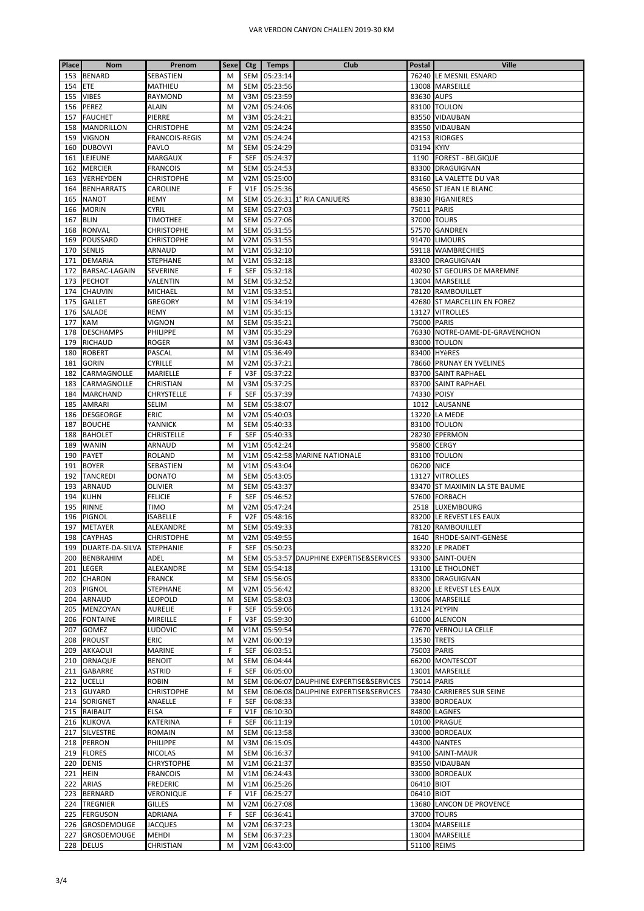VAR VERDON CANYON CHALLEN 2019-30 KM

| Place | Nom | Prenom | Sexe | Ctg | Temps | Club | Postal | Ville |
|---|---|---|---|---|---|---|---|---|
| 153 | BENARD | SEBASTIEN | M | SEM | 05:23:14 | | 76240 | LE MESNIL ESNARD |
| 154 | ETE | MATHIEU | M | SEM | 05:23:56 | | 13008 | MARSEILLE |
| 155 | VIBES | RAYMOND | M | V3M | 05:23:59 | | 83630 | AUPS |
| 156 | PEREZ | ALAIN | M | V2M | 05:24:06 | | 83100 | TOULON |
| 157 | FAUCHET | PIERRE | M | V3M | 05:24:21 | | 83550 | VIDAUBAN |
| 158 | MANDRILLON | CHRISTOPHE | M | V2M | 05:24:24 | | 83550 | VIDAUBAN |
| 159 | VIGNON | FRANCOIS-REGIS | M | V2M | 05:24:24 | | 42153 | RIORGES |
| 160 | DUBOVYI | PAVLO | M | SEM | 05:24:29 | | 03194 | KYIV |
| 161 | LEJEUNE | MARGAUX | F | SEF | 05:24:37 | | 1190 | FOREST - BELGIQUE |
| 162 | MERCIER | FRANCOIS | M | SEM | 05:24:53 | | 83300 | DRAGUIGNAN |
| 163 | VERHEYDEN | CHRISTOPHE | M | V2M | 05:25:00 | | 83160 | LA VALETTE DU VAR |
| 164 | BENHARRATS | CAROLINE | F | V1F | 05:25:36 | | 45650 | ST JEAN LE BLANC |
| 165 | NANOT | REMY | M | SEM | 05:26:31 | 1° RIA CANJUERS | 83830 | FIGANIERES |
| 166 | MORIN | CYRIL | M | SEM | 05:27:03 | | 75011 | PARIS |
| 167 | BLIN | TIMOTHEE | M | SEM | 05:27:06 | | 37000 | TOURS |
| 168 | RONVAL | CHRISTOPHE | M | SEM | 05:31:55 | | 57570 | GANDREN |
| 169 | POUSSARD | CHRISTOPHE | M | V2M | 05:31:55 | | 91470 | LIMOURS |
| 170 | SENLIS | ARNAUD | M | V1M | 05:32:10 | | 59118 | WAMBRECHIES |
| 171 | DEMARIA | STEPHANE | M | V1M | 05:32:18 | | 83300 | DRAGUIGNAN |
| 172 | BARSAC-LAGAIN | SEVERINE | F | SEF | 05:32:18 | | 40230 | ST GEOURS DE MAREMNE |
| 173 | PECHOT | VALENTIN | M | SEM | 05:32:52 | | 13004 | MARSEILLE |
| 174 | CHAUVIN | MICHAEL | M | V1M | 05:33:51 | | 78120 | RAMBOUILLET |
| 175 | GALLET | GREGORY | M | V1M | 05:34:19 | | 42680 | ST MARCELLIN EN FOREZ |
| 176 | SALADE | REMY | M | V1M | 05:35:15 | | 13127 | VITROLLES |
| 177 | KAM | VIGNON | M | SEM | 05:35:21 | | 75000 | PARIS |
| 178 | DESCHAMPS | PHILIPPE | M | V3M | 05:35:29 | | 76330 | NOTRE-DAME-DE-GRAVENCHON |
| 179 | RICHAUD | ROGER | M | V3M | 05:36:43 | | 83000 | TOULON |
| 180 | ROBERT | PASCAL | M | V1M | 05:36:49 | | 83400 | HYèRES |
| 181 | GORIN | CYRILLE | M | V2M | 05:37:21 | | 78660 | PRUNAY EN YVELINES |
| 182 | CARMAGNOLLE | MARIELLE | F | V3F | 05:37:22 | | 83700 | SAINT RAPHAEL |
| 183 | CARMAGNOLLE | CHRISTIAN | M | V3M | 05:37:25 | | 83700 | SAINT RAPHAEL |
| 184 | MARCHAND | CHRYSTELLE | F | SEF | 05:37:39 | | 74330 | POISY |
| 185 | AMRARI | SELIM | M | SEM | 05:38:07 | | 1012 | LAUSANNE |
| 186 | DESGEORGE | ERIC | M | V2M | 05:40:03 | | 13220 | LA MEDE |
| 187 | BOUCHE | YANNICK | M | SEM | 05:40:33 | | 83100 | TOULON |
| 188 | BAHOLET | CHRISTELLE | F | SEF | 05:40:33 | | 28230 | EPERMON |
| 189 | WANIN | ARNAUD | M | V1M | 05:42:24 | | 95800 | CERGY |
| 190 | PAYET | ROLAND | M | V1M | 05:42:58 | MARINE NATIONALE | 83100 | TOULON |
| 191 | BOYER | SEBASTIEN | M | V1M | 05:43:04 | | 06200 | NICE |
| 192 | TANCREDI | DONATO | M | SEM | 05:43:05 | | 13127 | VITROLLES |
| 193 | ARNAUD | OLIVIER | M | SEM | 05:43:37 | | 83470 | ST MAXIMIN LA STE BAUME |
| 194 | KUHN | FELICIE | F | SEF | 05:46:52 | | 57600 | FORBACH |
| 195 | RINNE | TIMO | M | V2M | 05:47:24 | | 2518 | LUXEMBOURG |
| 196 | PIGNOL | ISABELLE | F | V2F | 05:48:16 | | 83200 | LE REVEST LES EAUX |
| 197 | METAYER | ALEXANDRE | M | SEM | 05:49:33 | | 78120 | RAMBOUILLET |
| 198 | CAYPHAS | CHRISTOPHE | M | V2M | 05:49:55 | | 1640 | RHODE-SAINT-GENèSE |
| 199 | DUARTE-DA-SILVA | STEPHANIE | F | SEF | 05:50:23 | | 83220 | LE PRADET |
| 200 | BENBRAHIM | ADEL | M | SEM | 05:53:57 | DAUPHINE EXPERTISE&SERVICES | 93300 | SAINT-OUEN |
| 201 | LEGER | ALEXANDRE | M | SEM | 05:54:18 | | 13100 | LE THOLONET |
| 202 | CHARON | FRANCK | M | SEM | 05:56:05 | | 83300 | DRAGUIGNAN |
| 203 | PIGNOL | STEPHANE | M | V2M | 05:56:42 | | 83200 | LE REVEST LES EAUX |
| 204 | ARNAUD | LEOPOLD | M | SEM | 05:58:03 | | 13006 | MARSEILLE |
| 205 | MENZOYAN | AURELIE | F | SEF | 05:59:06 | | 13124 | PEYPIN |
| 206 | FONTAINE | MIREILLE | F | V3F | 05:59:30 | | 61000 | ALENCON |
| 207 | GOMEZ | LUDOVIC | M | V1M | 05:59:54 | | 77670 | VERNOU LA CELLE |
| 208 | PROUST | ERIC | M | V2M | 06:00:19 | | 13530 | TRETS |
| 209 | AKKAOUI | MARINE | F | SEF | 06:03:51 | | 75003 | PARIS |
| 210 | ORNAQUE | BENOIT | M | SEM | 06:04:44 | | 66200 | MONTESCOT |
| 211 | GABARRE | ASTRID | F | SEF | 06:05:00 | | 13001 | MARSEILLE |
| 212 | UCELLI | ROBIN | M | SEM | 06:06:07 | DAUPHINE EXPERTISE&SERVICES | 75014 | PARIS |
| 213 | GUYARD | CHRISTOPHE | M | SEM | 06:06:08 | DAUPHINE EXPERTISE&SERVICES | 78430 | CARRIERES SUR SEINE |
| 214 | SORIGNET | ANAELLE | F | SEF | 06:08:33 | | 33800 | BORDEAUX |
| 215 | RAIBAUT | ELSA | F | V1F | 06:10:30 | | 84800 | LAGNES |
| 216 | KLIKOVA | KATERINA | F | SEF | 06:11:19 | | 10100 | PRAGUE |
| 217 | SILVESTRE | ROMAIN | M | SEM | 06:13:58 | | 33000 | BORDEAUX |
| 218 | PERRON | PHILIPPE | M | V3M | 06:15:05 | | 44300 | NANTES |
| 219 | FLORES | NICOLAS | M | SEM | 06:16:37 | | 94100 | SAINT-MAUR |
| 220 | DENIS | CHRYSTOPHE | M | V1M | 06:21:37 | | 83550 | VIDAUBAN |
| 221 | HEIN | FRANCOIS | M | V1M | 06:24:43 | | 33000 | BORDEAUX |
| 222 | ARIAS | FREDERIC | M | V1M | 06:25:26 | | 06410 | BIOT |
| 223 | BERNARD | VERONIQUE | F | V1F | 06:25:27 | | 06410 | BIOT |
| 224 | TREGNIER | GILLES | M | V2M | 06:27:08 | | 13680 | LANCON DE PROVENCE |
| 225 | FERGUSON | ADRIANA | F | SEF | 06:36:41 | | 37000 | TOURS |
| 226 | GROSDEMOUGE | JACQUES | M | V2M | 06:37:23 | | 13004 | MARSEILLE |
| 227 | GROSDEMOUGE | MEHDI | M | SEM | 06:37:23 | | 13004 | MARSEILLE |
| 228 | DELUS | CHRISTIAN | M | V2M | 06:43:00 | | 51100 | REIMS |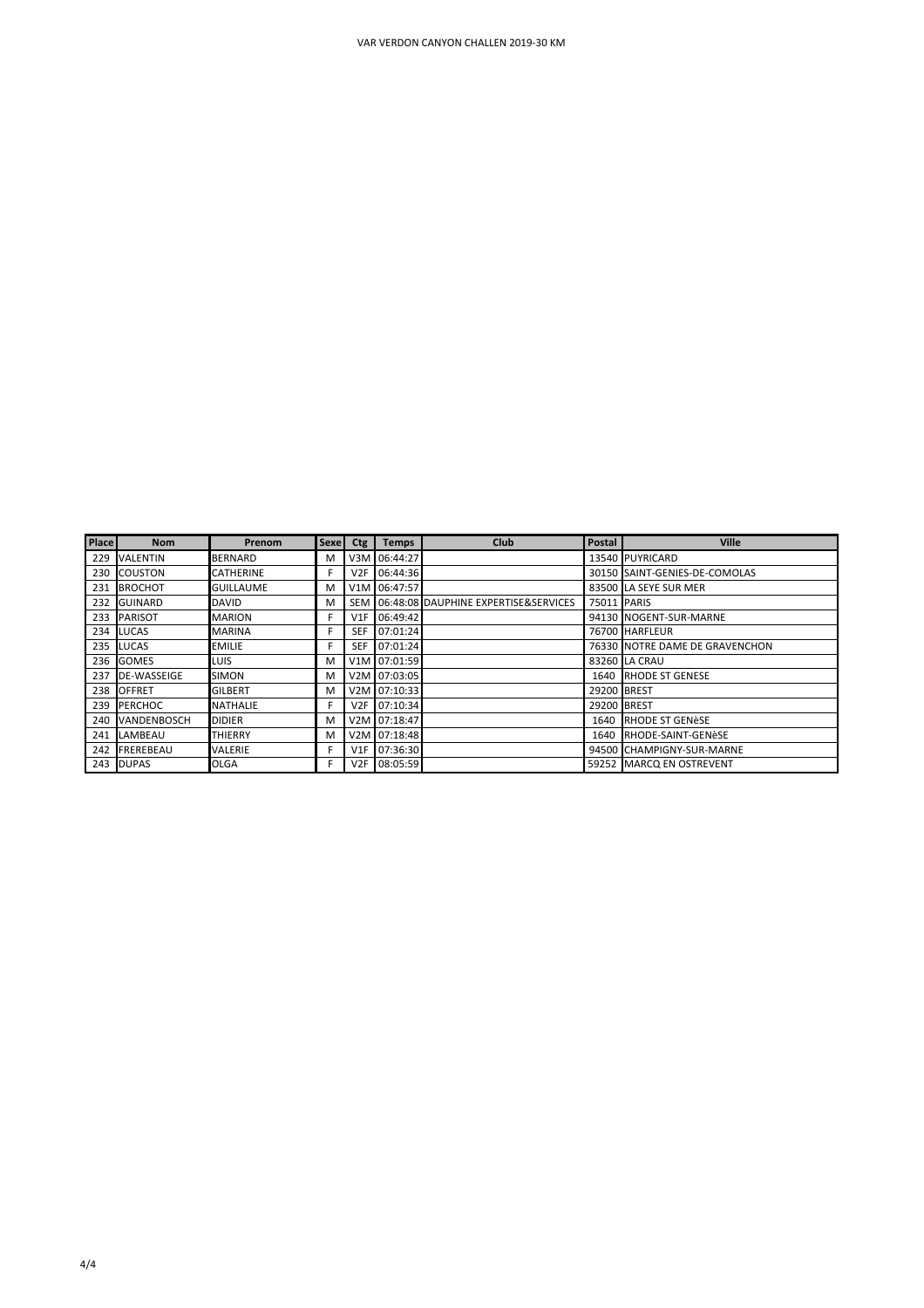| Place | Nom | Prenom | Sexe | Ctg | Temps | Club | Postal | Ville |
|---|---|---|---|---|---|---|---|---|
| 229 | VALENTIN | BERNARD | M | V3M | 06:44:27 | | 13540 | PUYRICARD |
| 230 | COUSTON | CATHERINE | F | V2F | 06:44:36 | | 30150 | SAINT-GENIES-DE-COMOLAS |
| 231 | BROCHOT | GUILLAUME | M | V1M | 06:47:57 | | 83500 | LA SEYE SUR MER |
| 232 | GUINARD | DAVID | M | SEM | 06:48:08 | DAUPHINE EXPERTISE&SERVICES | 75011 | PARIS |
| 233 | PARISOT | MARION | F | V1F | 06:49:42 | | 94130 | NOGENT-SUR-MARNE |
| 234 | LUCAS | MARINA | F | SEF | 07:01:24 | | 76700 | HARFLEUR |
| 235 | LUCAS | EMILIE | F | SEF | 07:01:24 | | 76330 | NOTRE DAME DE GRAVENCHON |
| 236 | GOMES | LUIS | M | V1M | 07:01:59 | | 83260 | LA CRAU |
| 237 | DE-WASSEIGE | SIMON | M | V2M | 07:03:05 | | 1640 | RHODE ST GENESE |
| 238 | OFFRET | GILBERT | M | V2M | 07:10:33 | | 29200 | BREST |
| 239 | PERCHOC | NATHALIE | F | V2F | 07:10:34 | | 29200 | BREST |
| 240 | VANDENBOSCH | DIDIER | M | V2M | 07:18:47 | | 1640 | RHODE ST GENèSE |
| 241 | LAMBEAU | THIERRY | M | V2M | 07:18:48 | | 1640 | RHODE-SAINT-GENèSE |
| 242 | FREREBEAU | VALERIE | F | V1F | 07:36:30 | | 94500 | CHAMPIGNY-SUR-MARNE |
| 243 | DUPAS | OLGA | F | V2F | 08:05:59 | | 59252 | MARCQ EN OSTREVENT |